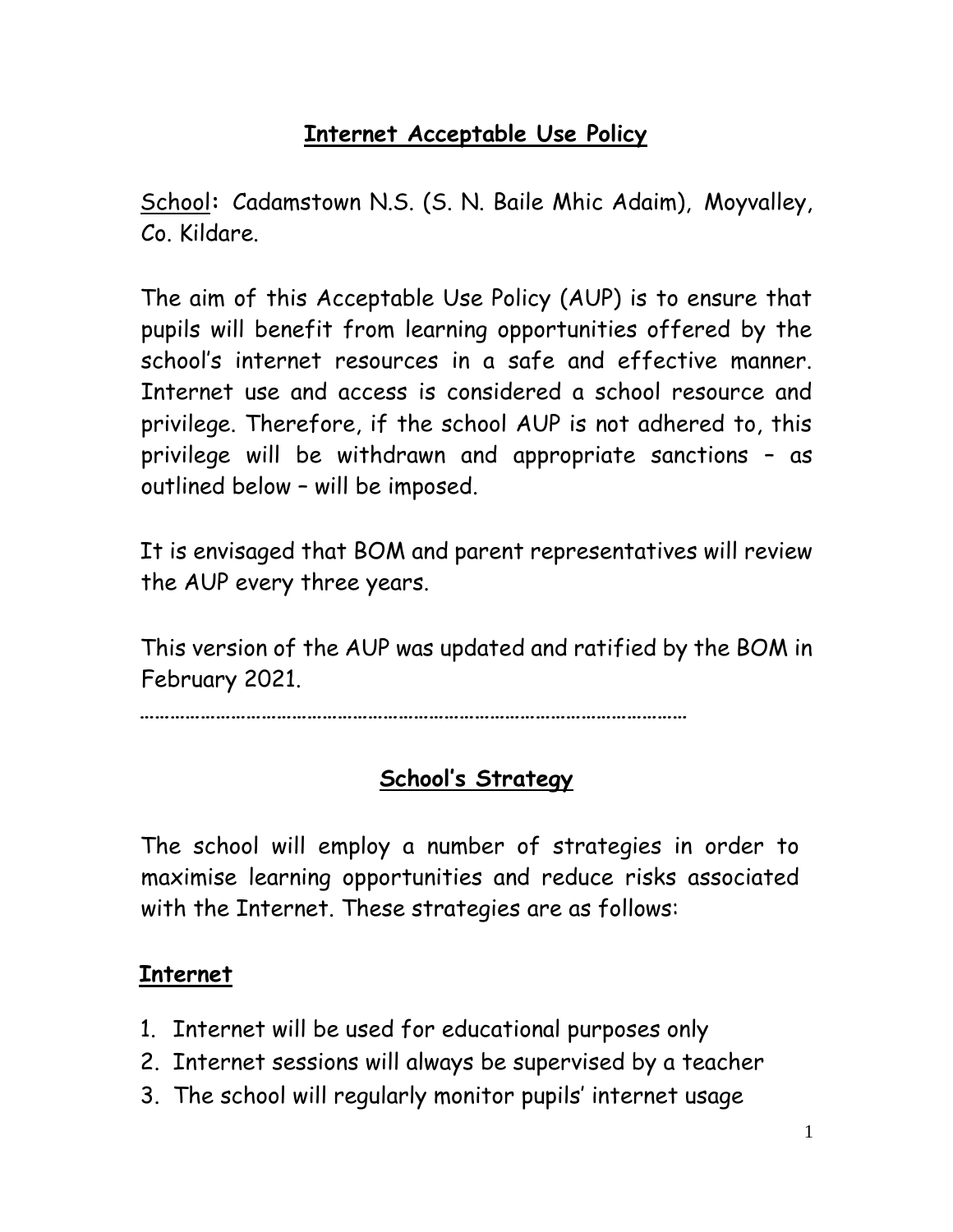# Internet Acceptable Use Policy

School: Cadamstown N.S. (S. N. Baile Mhic Adaim), Moyvalley, Co. Kildare.

The aim of this Acceptable Use Policy (AUP) is to ensure that pupils will benefit from learning opportunities offered by the school's internet resources in a safe and effective manner. Internet use and access is considered a school resource and privilege. Therefore, if the school AUP is not adhered to, this privilege will be withdrawn and appropriate sanctions – as outlined below – will be imposed.

It is envisaged that BOM and parent representatives will review the AUP every three years.

This version of the AUP was updated and ratified by the BOM in February 2021.

……………………………………………………………………………………………

## School's Strategy

The school will employ a number of strategies in order to maximise learning opportunities and reduce risks associated with the Internet. These strategies are as follows:

### Internet

1. Internet will be used for educational purposes only
2. Internet sessions will always be supervised by a teacher
3. The school will regularly monitor pupils' internet usage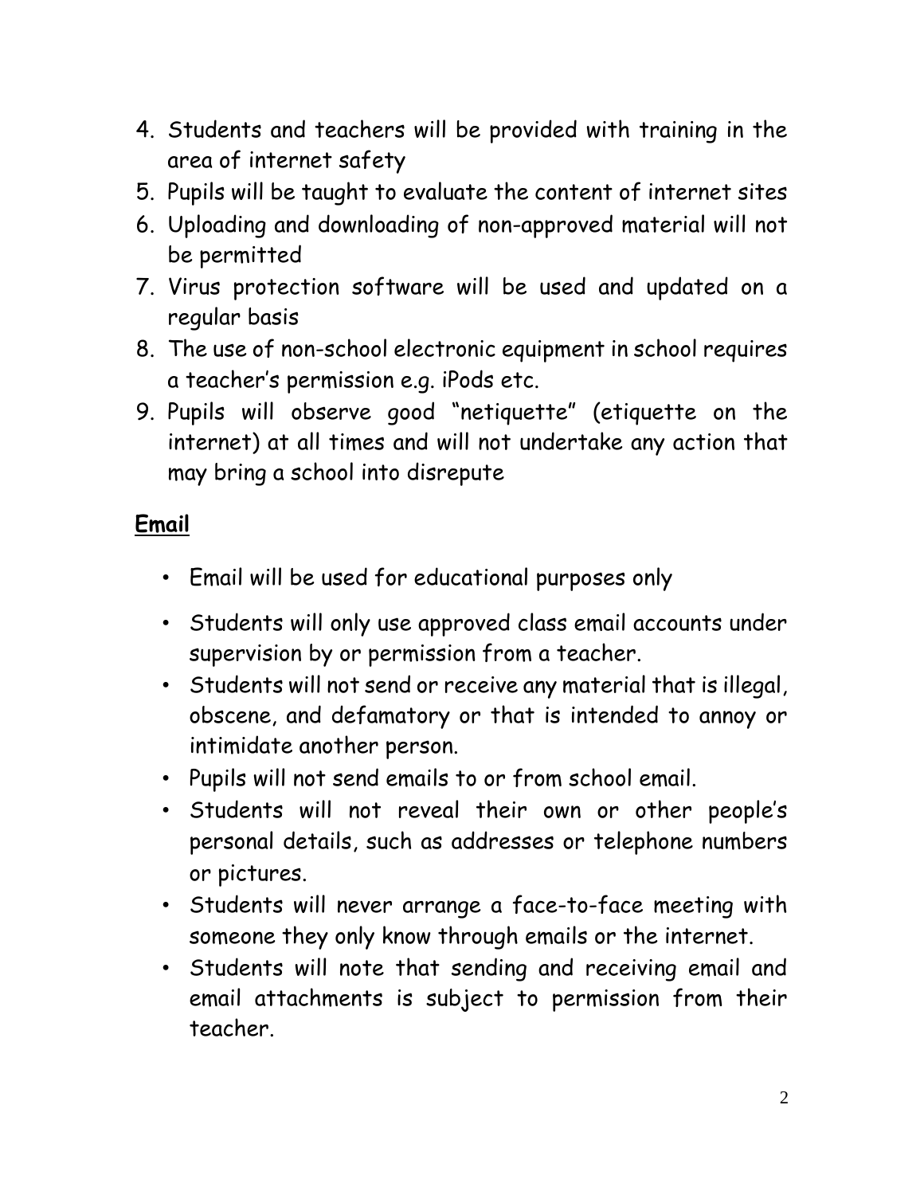4. Students and teachers will be provided with training in the area of internet safety
5. Pupils will be taught to evaluate the content of internet sites
6. Uploading and downloading of non-approved material will not be permitted
7. Virus protection software will be used and updated on a regular basis
8. The use of non-school electronic equipment in school requires a teacher's permission e.g. iPods etc.
9. Pupils will observe good "netiquette" (etiquette on the internet) at all times and will not undertake any action that may bring a school into disrepute

## **Email**

- Email will be used for educational purposes only
- Students will only use approved class email accounts under supervision by or permission from a teacher.
- Students will not send or receive any material that is illegal, obscene, and defamatory or that is intended to annoy or intimidate another person.
- Pupils will not send emails to or from school email.
- Students will not reveal their own or other people's personal details, such as addresses or telephone numbers or pictures.
- Students will never arrange a face-to-face meeting with someone they only know through emails or the internet.
- Students will note that sending and receiving email and email attachments is subject to permission from their teacher.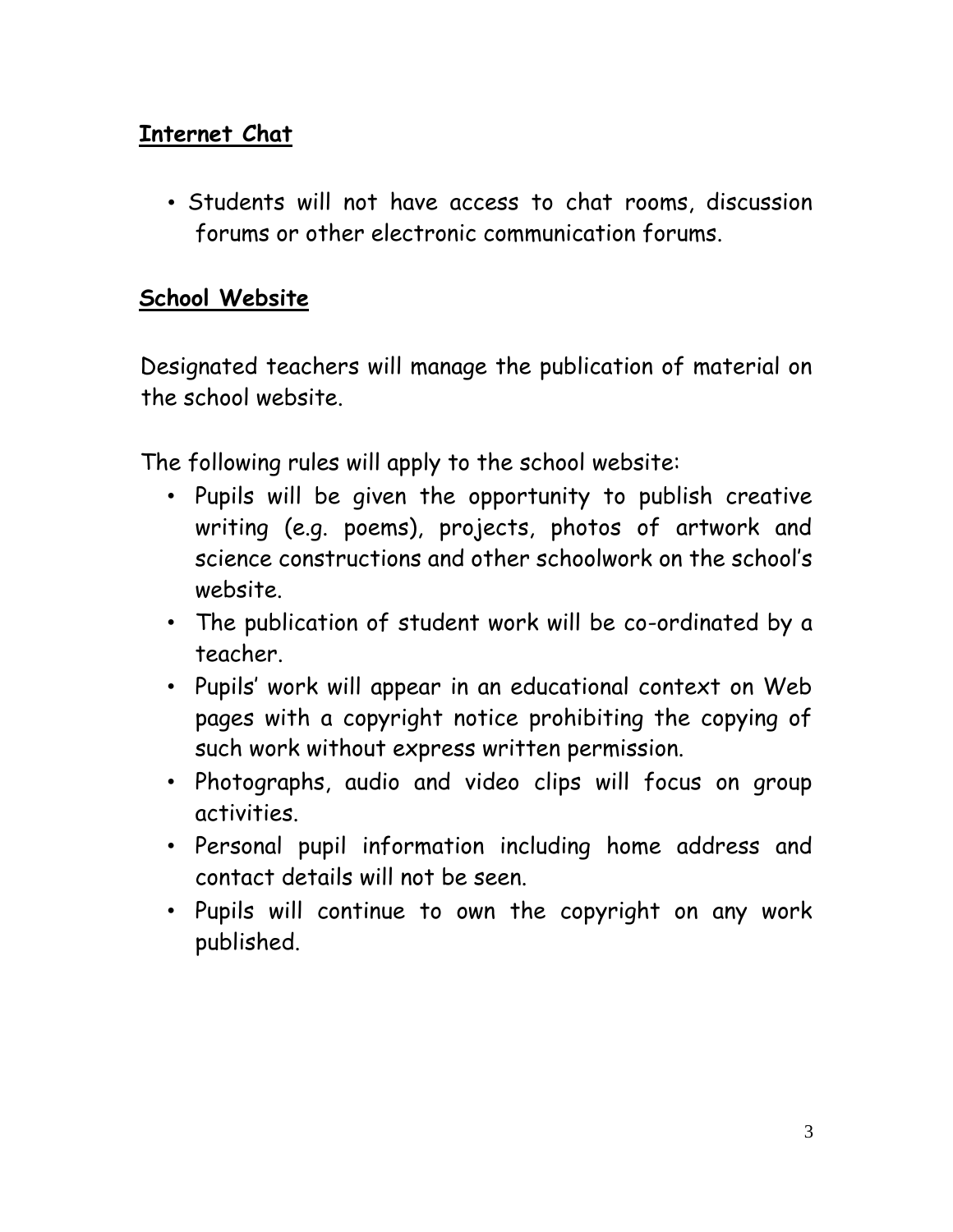## Internet Chat

- Students will not have access to chat rooms, discussion forums or other electronic communication forums.

## School Website

Designated teachers will manage the publication of material on the school website.

The following rules will apply to the school website:

- Pupils will be given the opportunity to publish creative writing (e.g. poems), projects, photos of artwork and science constructions and other schoolwork on the school's website.
- The publication of student work will be co-ordinated by a teacher.
- Pupils' work will appear in an educational context on Web pages with a copyright notice prohibiting the copying of such work without express written permission.
- Photographs, audio and video clips will focus on group activities.
- Personal pupil information including home address and contact details will not be seen.
- Pupils will continue to own the copyright on any work published.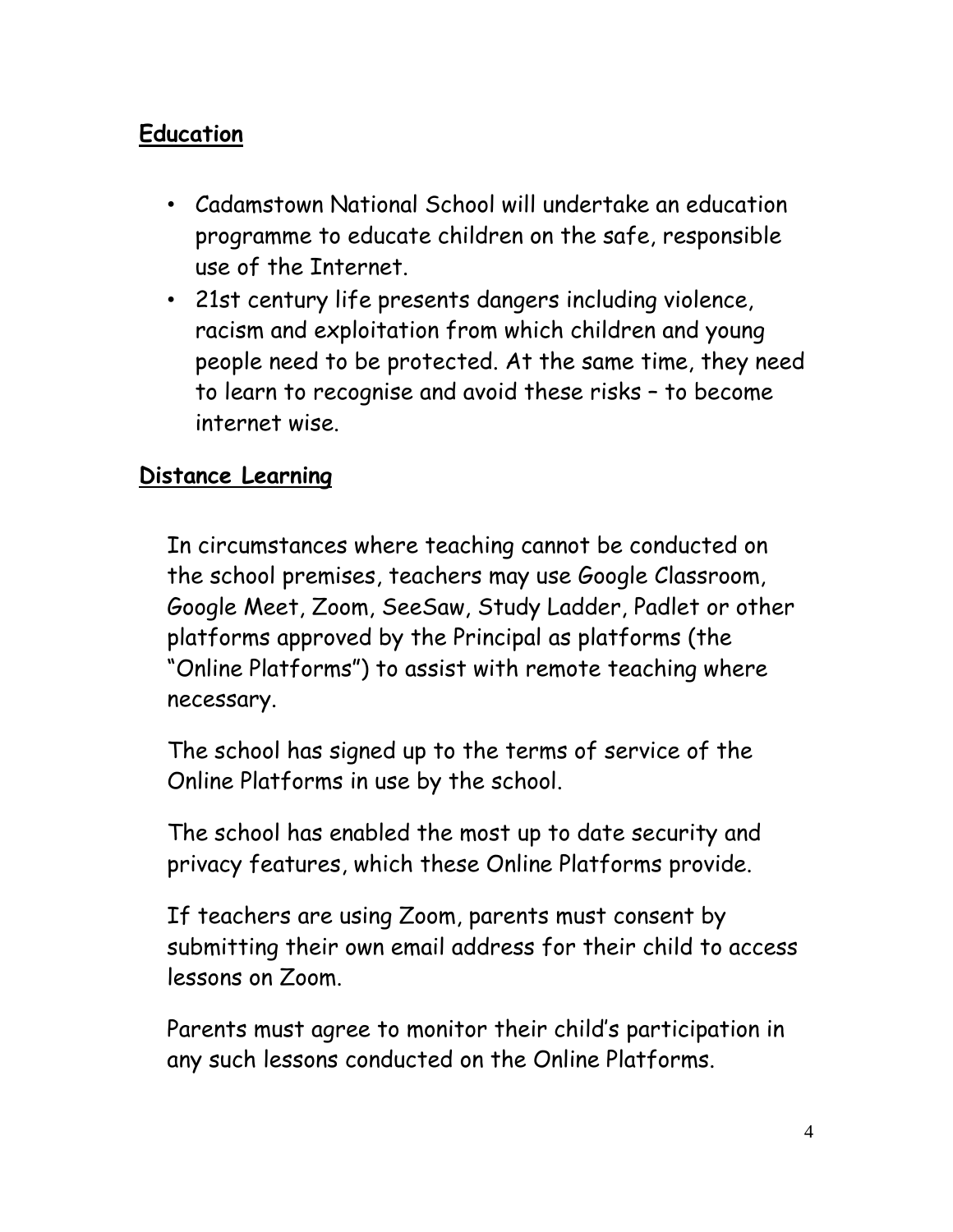## **Education**

- Cadamstown National School will undertake an education programme to educate children on the safe, responsible use of the Internet.
- 21st century life presents dangers including violence, racism and exploitation from which children and young people need to be protected. At the same time, they need to learn to recognise and avoid these risks – to become internet wise.

## **Distance Learning**

In circumstances where teaching cannot be conducted on the school premises, teachers may use Google Classroom, Google Meet, Zoom, SeeSaw, Study Ladder, Padlet or other platforms approved by the Principal as platforms (the "Online Platforms") to assist with remote teaching where necessary.

The school has signed up to the terms of service of the Online Platforms in use by the school.

The school has enabled the most up to date security and privacy features, which these Online Platforms provide.

If teachers are using Zoom, parents must consent by submitting their own email address for their child to access lessons on Zoom.

Parents must agree to monitor their child's participation in any such lessons conducted on the Online Platforms.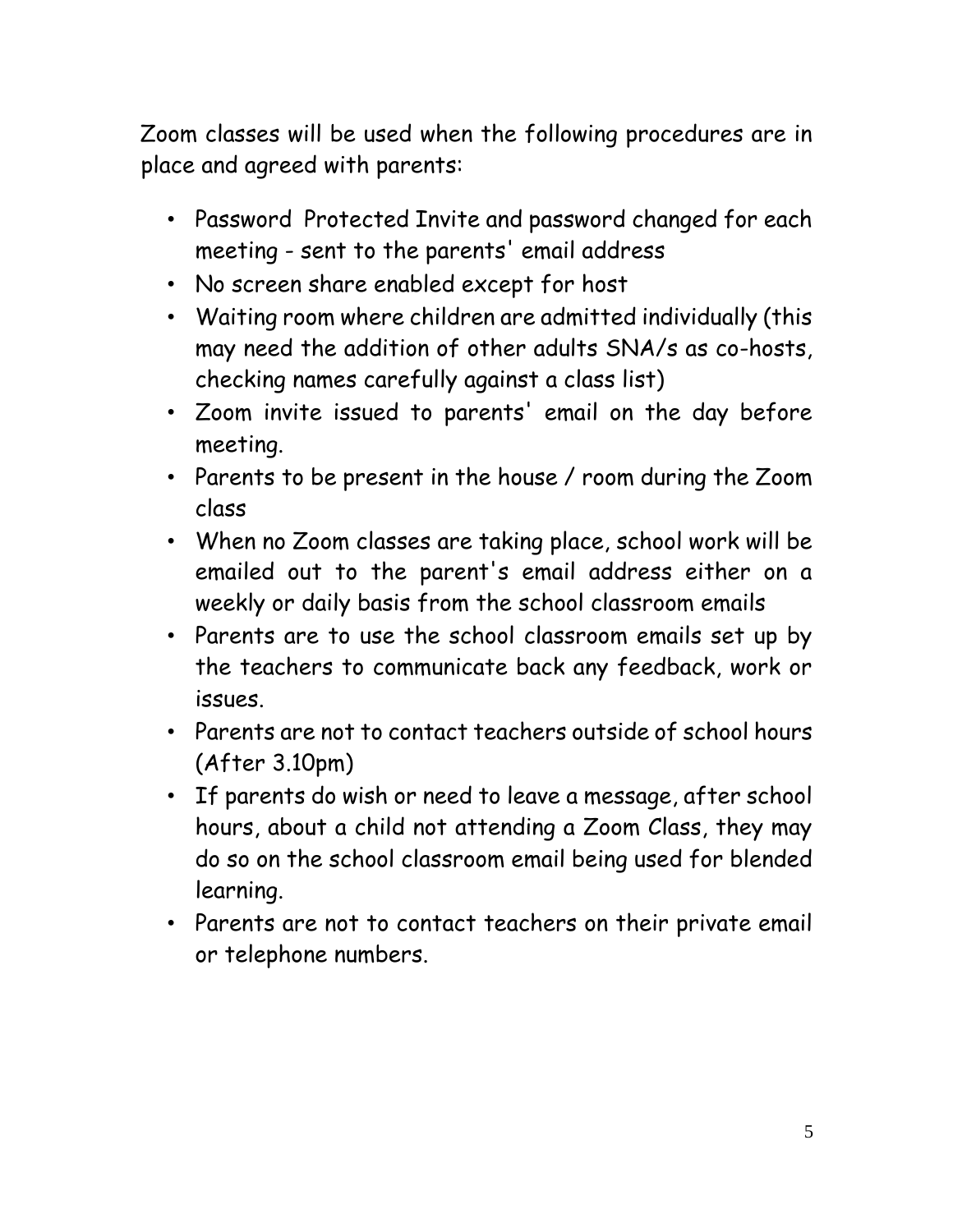Zoom classes will be used when the following procedures are in place and agreed with parents:

- Password Protected Invite and password changed for each meeting - sent to the parents' email address
- No screen share enabled except for host
- Waiting room where children are admitted individually (this may need the addition of other adults SNA/s as co-hosts, checking names carefully against a class list)
- Zoom invite issued to parents' email on the day before meeting.
- Parents to be present in the house / room during the Zoom class
- When no Zoom classes are taking place, school work will be emailed out to the parent's email address either on a weekly or daily basis from the school classroom emails
- Parents are to use the school classroom emails set up by the teachers to communicate back any feedback, work or issues.
- Parents are not to contact teachers outside of school hours (After 3.10pm)
- If parents do wish or need to leave a message, after school hours, about a child not attending a Zoom Class, they may do so on the school classroom email being used for blended learning.
- Parents are not to contact teachers on their private email or telephone numbers.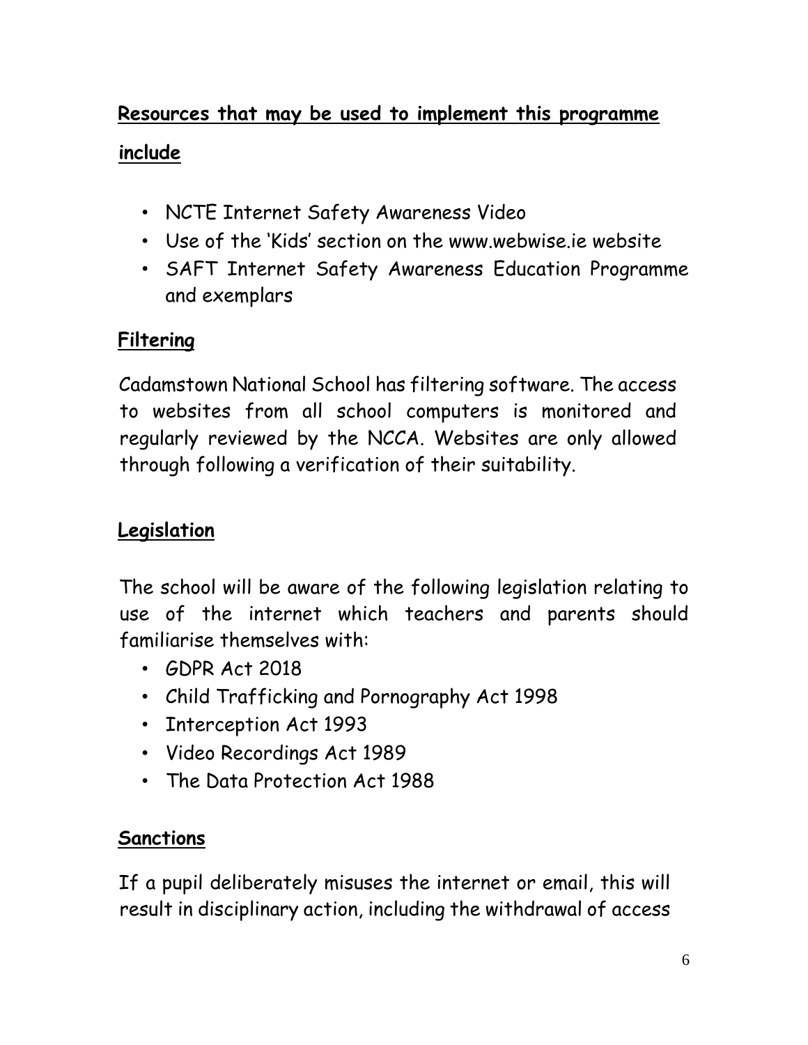## Resources that may be used to implement this programme include

- NCTE Internet Safety Awareness Video
- Use of the 'Kids' section on the www.webwise.ie website
- SAFT Internet Safety Awareness Education Programme and exemplars

## Filtering

Cadamstown National School has filtering software. The access to websites from all school computers is monitored and regularly reviewed by the NCCA. Websites are only allowed through following a verification of their suitability.

## Legislation

The school will be aware of the following legislation relating to use of the internet which teachers and parents should familiarise themselves with:

- GDPR Act 2018
- Child Trafficking and Pornography Act 1998
- Interception Act 1993
- Video Recordings Act 1989
- The Data Protection Act 1988

## Sanctions

If a pupil deliberately misuses the internet or email, this will result in disciplinary action, including the withdrawal of access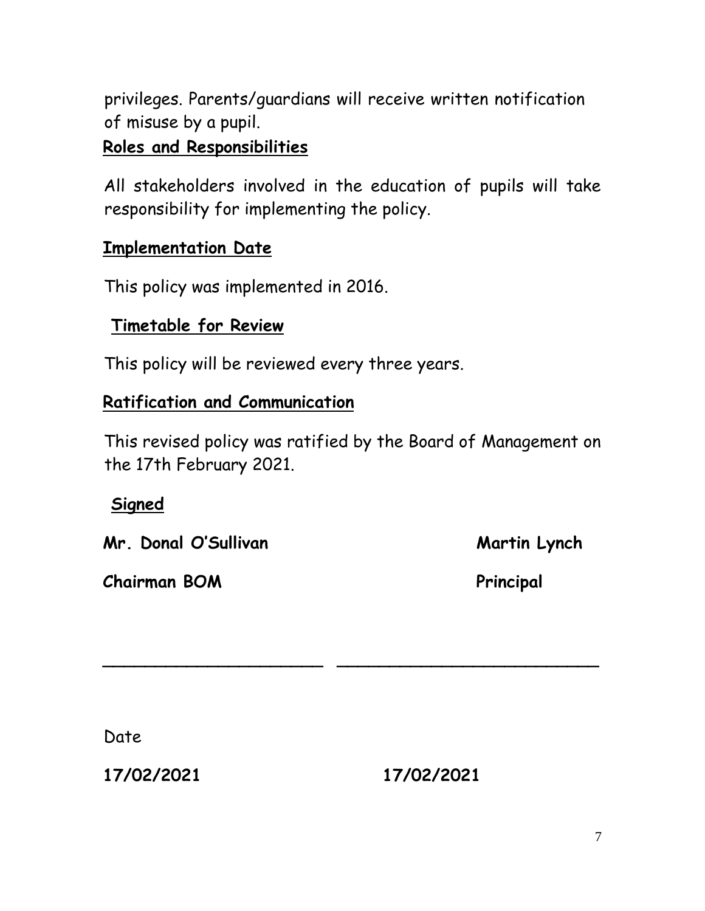privileges. Parents/guardians will receive written notification of misuse by a pupil.

## Roles and Responsibilities

All stakeholders involved in the education of pupils will take responsibility for implementing the policy.

## Implementation Date

This policy was implemented in 2016.

## Timetable for Review

This policy will be reviewed every three years.

## Ratification and Communication

This revised policy was ratified by the Board of Management on the 17th February 2021.

## Signed

**Mr. Donal O'Sullivan** — **Martin Lynch**

**Chairman BOM** — **Principal**

\_\_\_\_\_\_\_\_\_\_\_\_\_\_\_\_\_\_\_\_\_\_\_ \_\_\_\_\_\_\_\_\_\_\_\_\_\_\_\_\_\_\_\_\_\_\_\_\_\_\_

Date

**17/02/2021** **17/02/2021**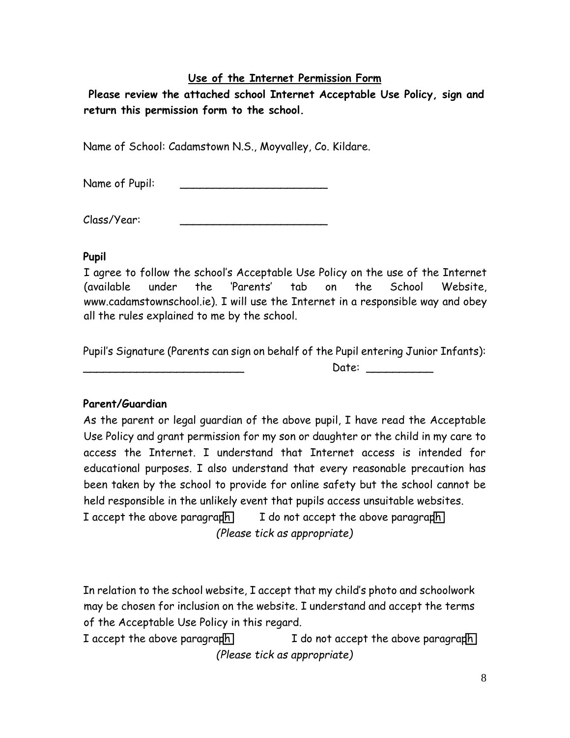## Use of the Internet Permission Form

**Please review the attached school Internet Acceptable Use Policy, sign and return this permission form to the school.**

Name of School: Cadamstown N.S., Moyvalley, Co. Kildare.

Name of Pupil: ______________________

Class/Year: ______________________

**Pupil**

I agree to follow the school's Acceptable Use Policy on the use of the Internet (available under the 'Parents' tab on the School Website, www.cadamstownschool.ie). I will use the Internet in a responsible way and obey all the rules explained to me by the school.

Pupil's Signature (Parents can sign on behalf of the Pupil entering Junior Infants):

_________________________ Date: __________

**Parent/Guardian**

As the parent or legal guardian of the above pupil, I have read the Acceptable Use Policy and grant permission for my son or daughter or the child in my care to access the Internet. I understand that Internet access is intended for educational purposes. I also understand that every reasonable precaution has been taken by the school to provide for online safety but the school cannot be held responsible in the unlikely event that pupils access unsuitable websites.

I accept the above paragraph ☐ I do not accept the above paragraph ☐

*(Please tick as appropriate)*

In relation to the school website, I accept that my child's photo and schoolwork may be chosen for inclusion on the website. I understand and accept the terms of the Acceptable Use Policy in this regard.

I accept the above paragraph ☐ I do not accept the above paragraph ☐

*(Please tick as appropriate)*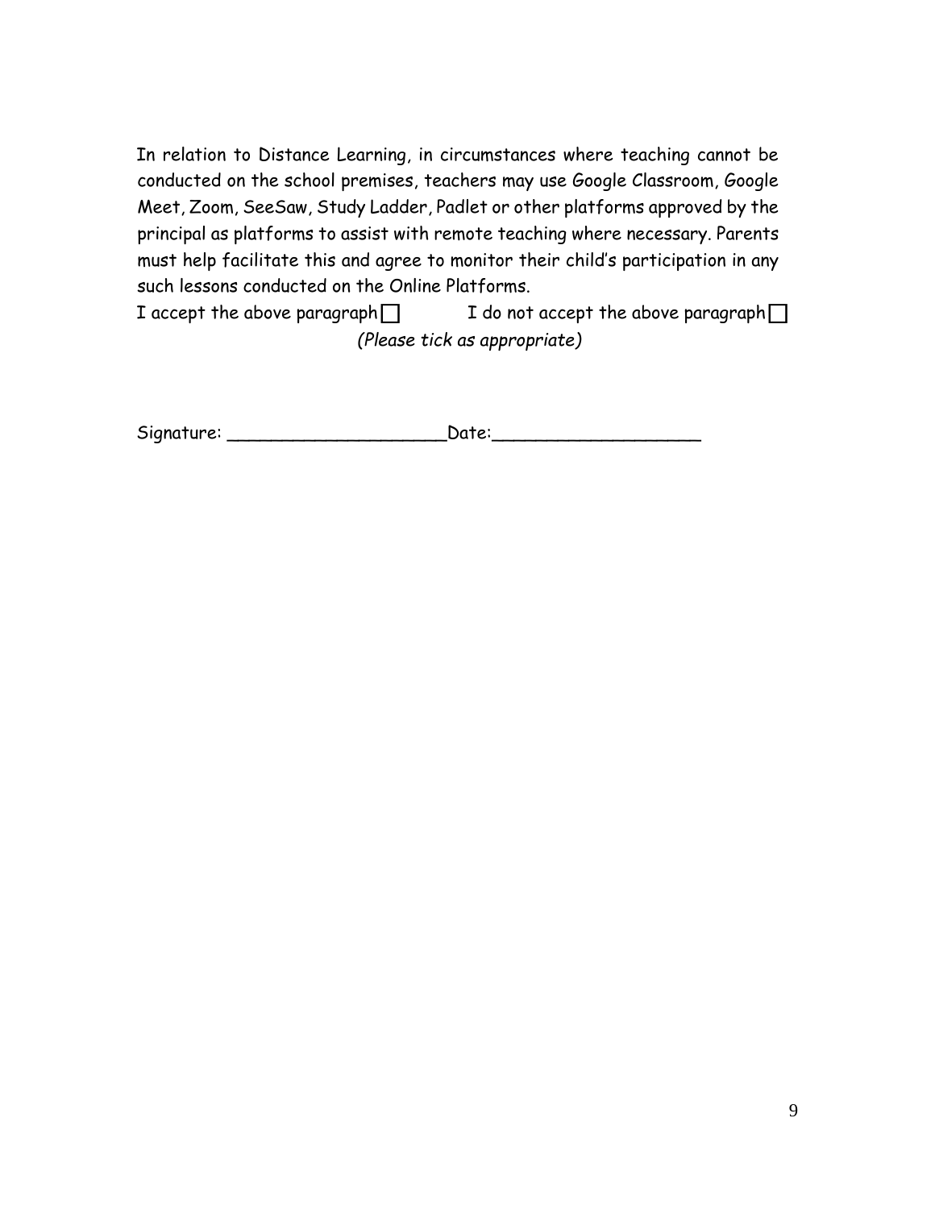In relation to Distance Learning, in circumstances where teaching cannot be conducted on the school premises, teachers may use Google Classroom, Google Meet, Zoom, SeeSaw, Study Ladder, Padlet or other platforms approved by the principal as platforms to assist with remote teaching where necessary. Parents must help facilitate this and agree to monitor their child's participation in any such lessons conducted on the Online Platforms.

I accept the above paragraph ☐ I do not accept the above paragraph ☐

*(Please tick as appropriate)*

Signature: ____________________Date:___________________